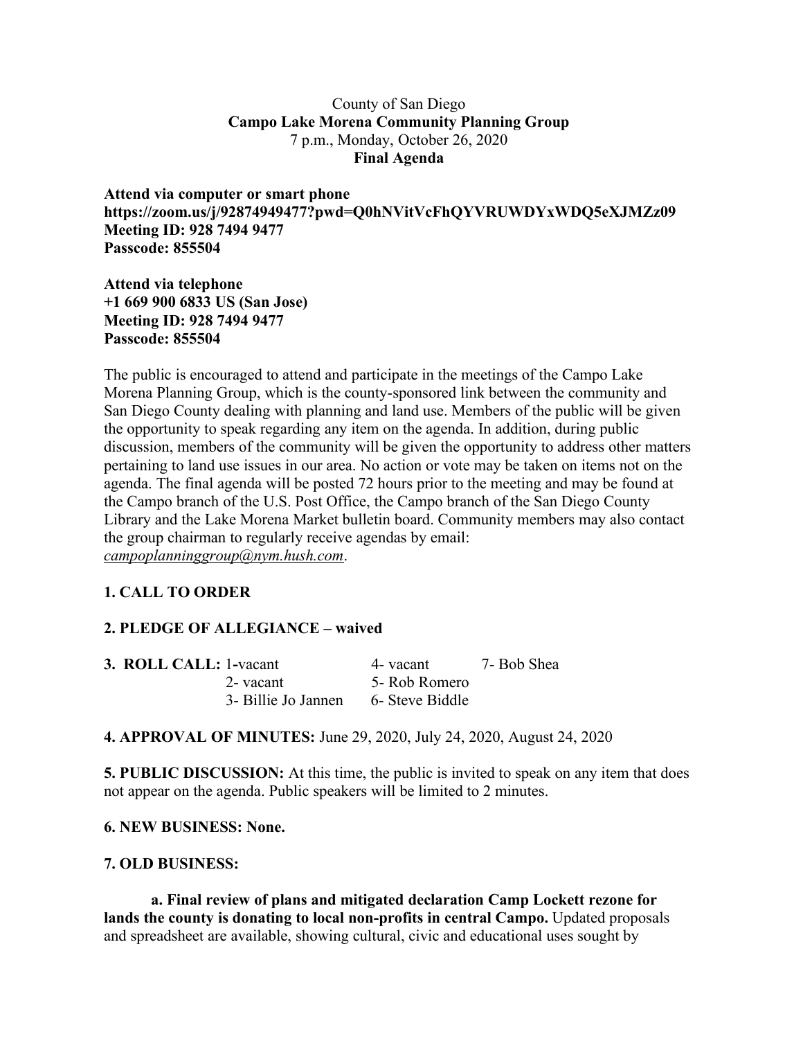County of San Diego

**Campo Lake Morena Community Planning Group**

7 p.m., Monday, October 26, 2020

**Final Agenda**

**Attend via computer or smart phone**
**https://zoom.us/j/92874949477?pwd=Q0hNVitVcFhQYVRUWDYxWDQ5eXJMZz09**
**Meeting ID: 928 7494 9477**
**Passcode: 855504**

**Attend via telephone**
**+1 669 900 6833 US (San Jose)**
**Meeting ID: 928 7494 9477**
**Passcode: 855504**

The public is encouraged to attend and participate in the meetings of the Campo Lake Morena Planning Group, which is the county-sponsored link between the community and San Diego County dealing with planning and land use. Members of the public will be given the opportunity to speak regarding any item on the agenda. In addition, during public discussion, members of the community will be given the opportunity to address other matters pertaining to land use issues in our area. No action or vote may be taken on items not on the agenda. The final agenda will be posted 72 hours prior to the meeting and may be found at the Campo branch of the U.S. Post Office, the Campo branch of the San Diego County Library and the Lake Morena Market bulletin board. Community members may also contact the group chairman to regularly receive agendas by email: *campoplanninggroup@nym.hush.com*.

**1. CALL TO ORDER**

**2. PLEDGE OF ALLEGIANCE – waived**

**3. ROLL CALL:**

| | | |
|---|---|---|
| 1-vacant | 4- vacant | 7- Bob Shea |
| 2- vacant | 5- Rob Romero | |
| 3- Billie Jo Jannen | 6- Steve Biddle | |

**4. APPROVAL OF MINUTES:** June 29, 2020, July 24, 2020, August 24, 2020

**5. PUBLIC DISCUSSION:** At this time, the public is invited to speak on any item that does not appear on the agenda. Public speakers will be limited to 2 minutes.

**6. NEW BUSINESS: None.**

**7. OLD BUSINESS:**

**a. Final review of plans and mitigated declaration Camp Lockett rezone for lands the county is donating to local non-profits in central Campo.** Updated proposals and spreadsheet are available, showing cultural, civic and educational uses sought by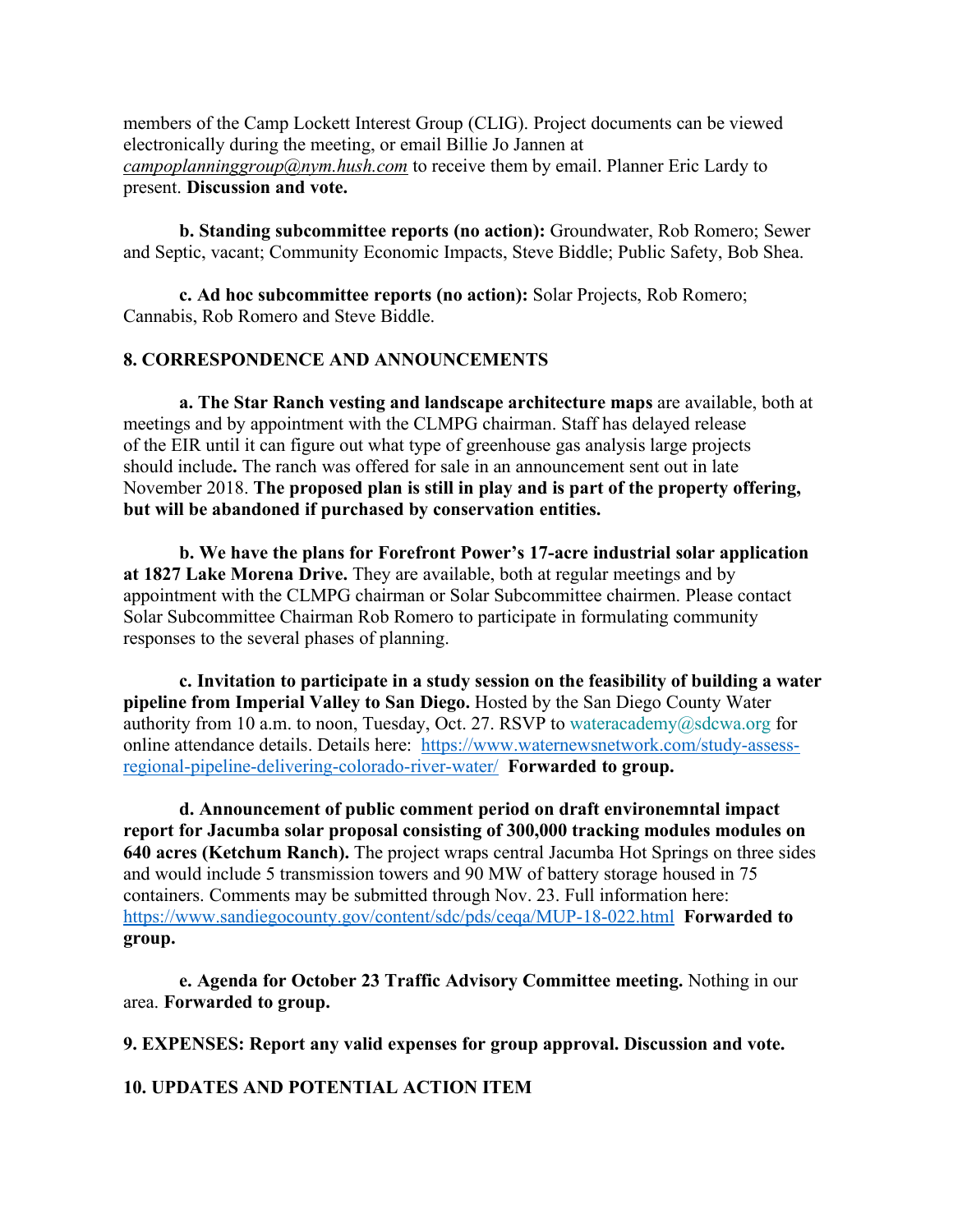members of the Camp Lockett Interest Group (CLIG). Project documents can be viewed electronically during the meeting, or email Billie Jo Jannen at *campoplanninggroup@nym.hush.com* to receive them by email. Planner Eric Lardy to present. **Discussion and vote.**

**b. Standing subcommittee reports (no action):** Groundwater, Rob Romero; Sewer and Septic, vacant; Community Economic Impacts, Steve Biddle; Public Safety, Bob Shea.

**c. Ad hoc subcommittee reports (no action):** Solar Projects, Rob Romero; Cannabis, Rob Romero and Steve Biddle.

**8. CORRESPONDENCE AND ANNOUNCEMENTS**

**a. The Star Ranch vesting and landscape architecture maps** are available, both at meetings and by appointment with the CLMPG chairman. Staff has delayed release of the EIR until it can figure out what type of greenhouse gas analysis large projects should include**.** The ranch was offered for sale in an announcement sent out in late November 2018. **The proposed plan is still in play and is part of the property offering, but will be abandoned if purchased by conservation entities.**

**b. We have the plans for Forefront Power's 17-acre industrial solar application at 1827 Lake Morena Drive.** They are available, both at regular meetings and by appointment with the CLMPG chairman or Solar Subcommittee chairmen. Please contact Solar Subcommittee Chairman Rob Romero to participate in formulating community responses to the several phases of planning.

**c. Invitation to participate in a study session on the feasibility of building a water pipeline from Imperial Valley to San Diego.** Hosted by the San Diego County Water authority from 10 a.m. to noon, Tuesday, Oct. 27. RSVP to wateracademy@sdcwa.org for online attendance details. Details here: https://www.waternewsnetwork.com/study-assess-regional-pipeline-delivering-colorado-river-water/ **Forwarded to group.**

**d. Announcement of public comment period on draft environemntal impact report for Jacumba solar proposal consisting of 300,000 tracking modules modules on 640 acres (Ketchum Ranch).** The project wraps central Jacumba Hot Springs on three sides and would include 5 transmission towers and 90 MW of battery storage housed in 75 containers. Comments may be submitted through Nov. 23. Full information here: https://www.sandiegocounty.gov/content/sdc/pds/ceqa/MUP-18-022.html **Forwarded to group.**

**e. Agenda for October 23 Traffic Advisory Committee meeting.** Nothing in our area. **Forwarded to group.**

**9. EXPENSES: Report any valid expenses for group approval. Discussion and vote.**

**10. UPDATES AND POTENTIAL ACTION ITEM**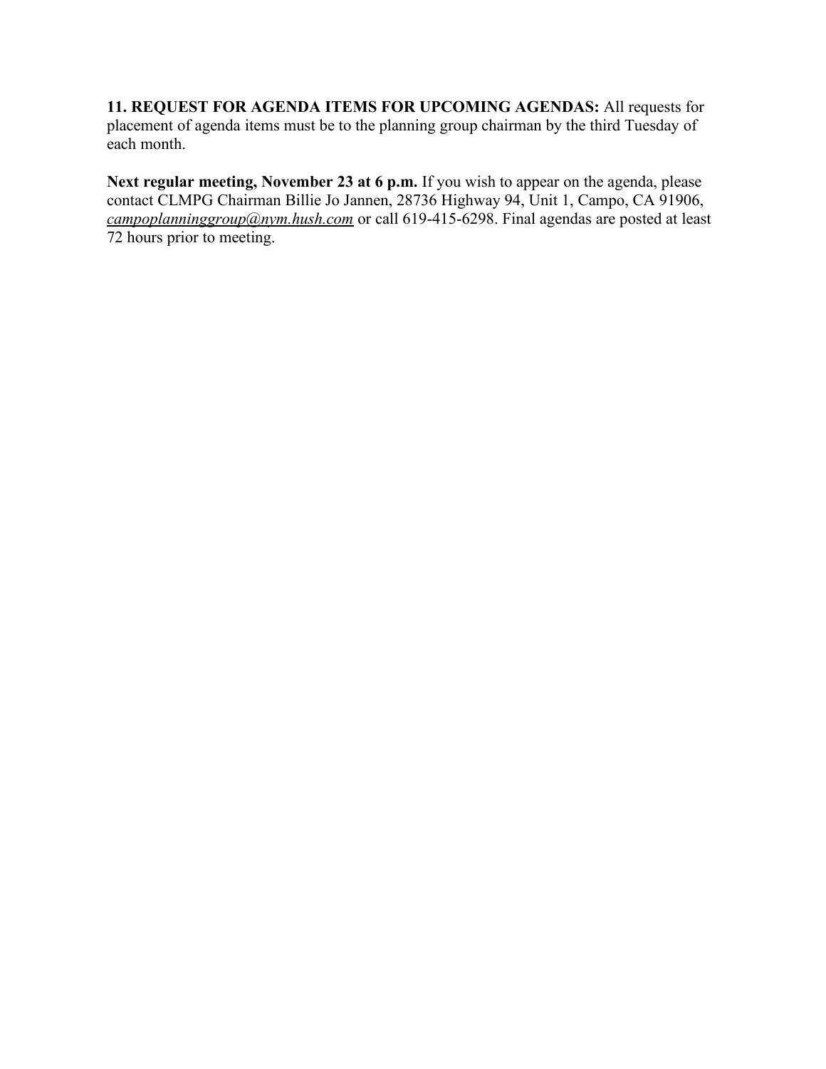**11. REQUEST FOR AGENDA ITEMS FOR UPCOMING AGENDAS:** All requests for placement of agenda items must be to the planning group chairman by the third Tuesday of each month.

**Next regular meeting, November 23 at 6 p.m.** If you wish to appear on the agenda, please contact CLMPG Chairman Billie Jo Jannen, 28736 Highway 94, Unit 1, Campo, CA 91906, *campoplanninggroup@nym.hush.com* or call 619-415-6298. Final agendas are posted at least 72 hours prior to meeting.